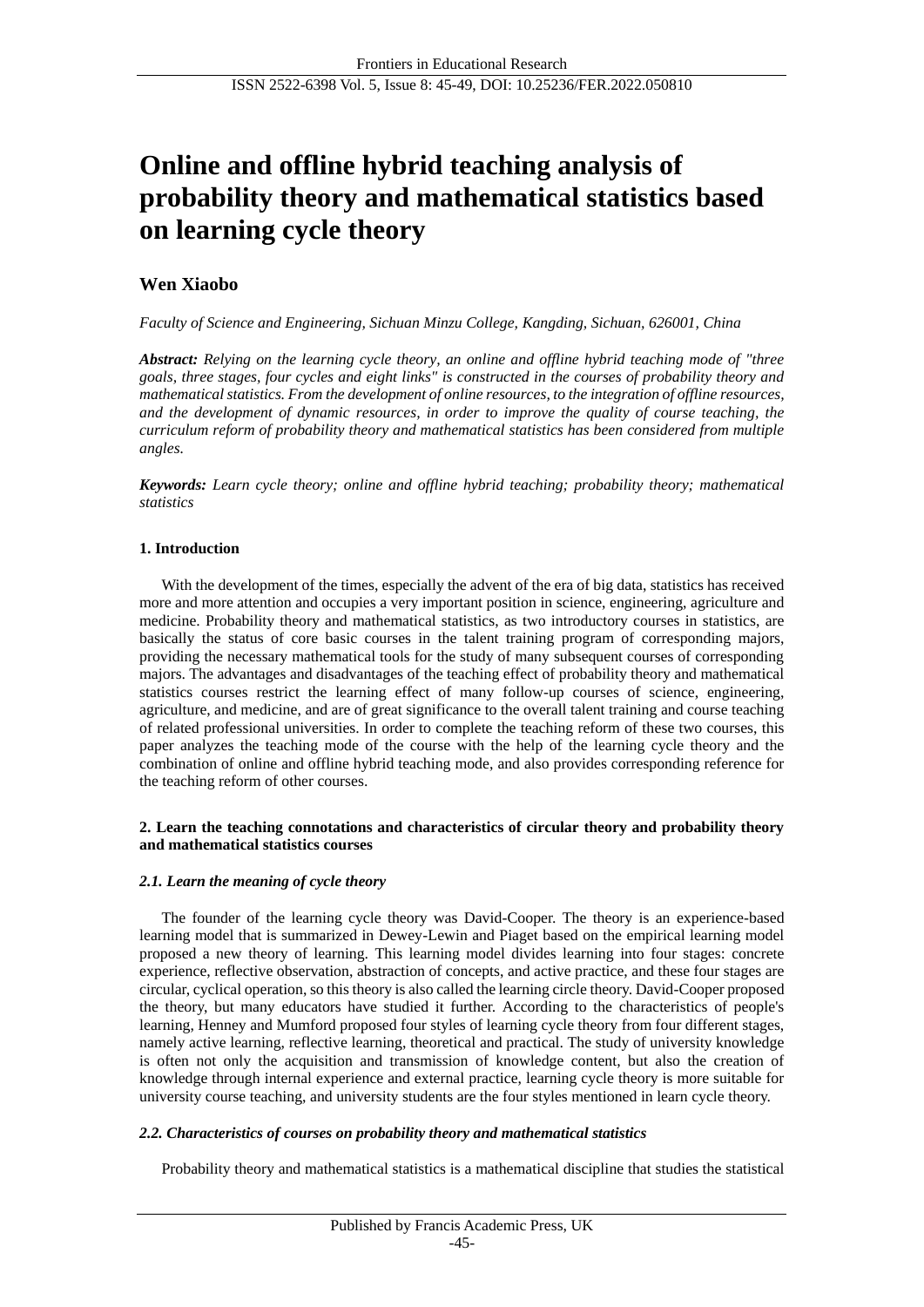# Online and offline hybrid teaching analysis of probability theory and mathematical statistics based on learning cycle theory

## Wen Xiaobo

*Faculty of Science and Engineering, Sichuan Minzu College, Kangding, Sichuan, 626001, China*

***Abstract:*** *Relying on the learning cycle theory, an online and offline hybrid teaching mode of "three goals, three stages, four cycles and eight links" is constructed in the courses of probability theory and mathematical statistics. From the development of online resources, to the integration of offline resources, and the development of dynamic resources, in order to improve the quality of course teaching, the curriculum reform of probability theory and mathematical statistics has been considered from multiple angles.*

***Keywords:*** *Learn cycle theory; online and offline hybrid teaching; probability theory; mathematical statistics*

### 1. Introduction

With the development of the times, especially the advent of the era of big data, statistics has received more and more attention and occupies a very important position in science, engineering, agriculture and medicine. Probability theory and mathematical statistics, as two introductory courses in statistics, are basically the status of core basic courses in the talent training program of corresponding majors, providing the necessary mathematical tools for the study of many subsequent courses of corresponding majors. The advantages and disadvantages of the teaching effect of probability theory and mathematical statistics courses restrict the learning effect of many follow-up courses of science, engineering, agriculture, and medicine, and are of great significance to the overall talent training and course teaching of related professional universities. In order to complete the teaching reform of these two courses, this paper analyzes the teaching mode of the course with the help of the learning cycle theory and the combination of online and offline hybrid teaching mode, and also provides corresponding reference for the teaching reform of other courses.

### 2. Learn the teaching connotations and characteristics of circular theory and probability theory and mathematical statistics courses

#### *2.1. Learn the meaning of cycle theory*

The founder of the learning cycle theory was David-Cooper. The theory is an experience-based learning model that is summarized in Dewey-Lewin and Piaget based on the empirical learning model proposed a new theory of learning. This learning model divides learning into four stages: concrete experience, reflective observation, abstraction of concepts, and active practice, and these four stages are circular, cyclical operation, so this theory is also called the learning circle theory. David-Cooper proposed the theory, but many educators have studied it further. According to the characteristics of people's learning, Henney and Mumford proposed four styles of learning cycle theory from four different stages, namely active learning, reflective learning, theoretical and practical. The study of university knowledge is often not only the acquisition and transmission of knowledge content, but also the creation of knowledge through internal experience and external practice, learning cycle theory is more suitable for university course teaching, and university students are the four styles mentioned in learn cycle theory.

#### *2.2. Characteristics of courses on probability theory and mathematical statistics*

Probability theory and mathematical statistics is a mathematical discipline that studies the statistical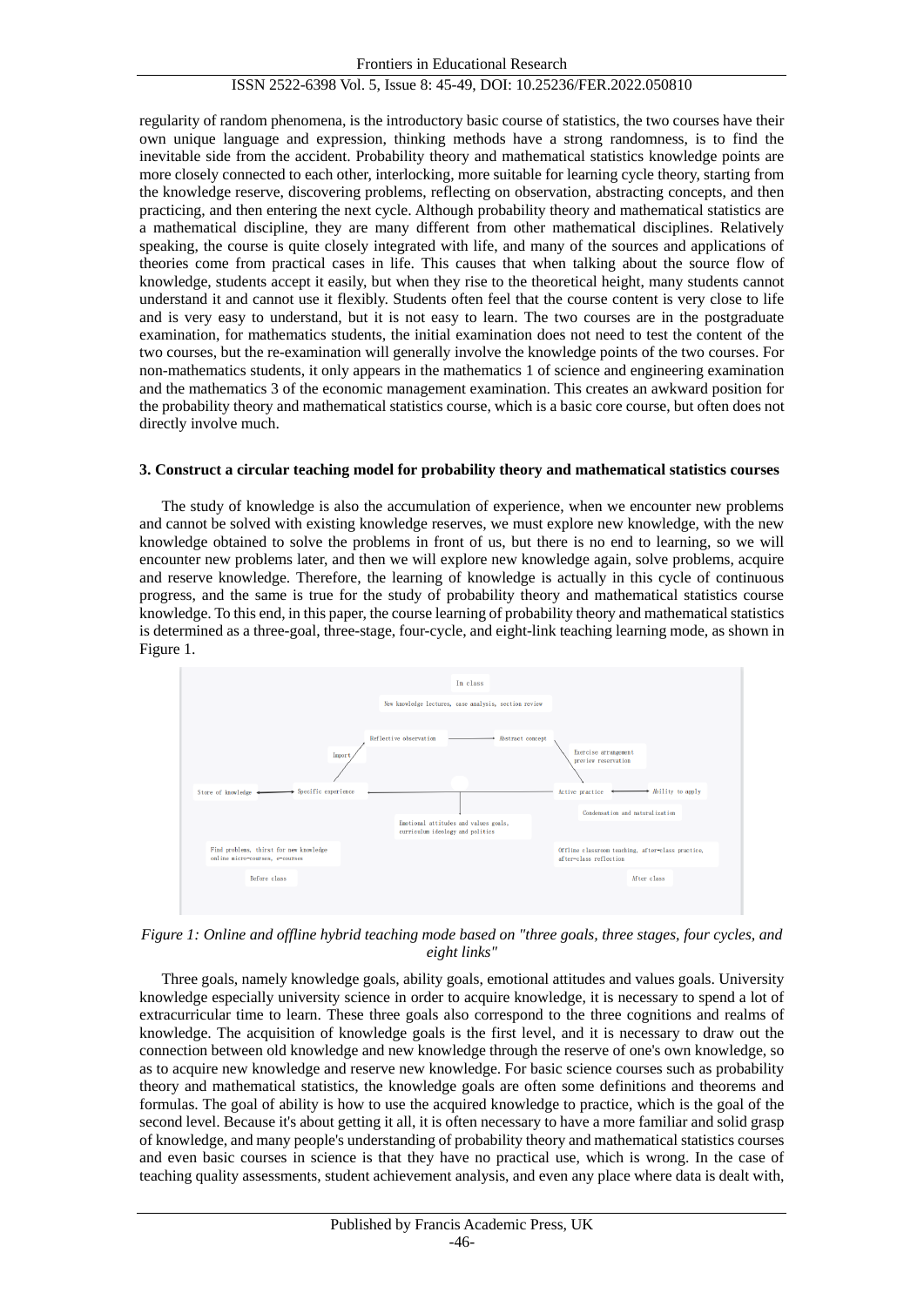regularity of random phenomena, is the introductory basic course of statistics, the two courses have their own unique language and expression, thinking methods have a strong randomness, is to find the inevitable side from the accident. Probability theory and mathematical statistics knowledge points are more closely connected to each other, interlocking, more suitable for learning cycle theory, starting from the knowledge reserve, discovering problems, reflecting on observation, abstracting concepts, and then practicing, and then entering the next cycle. Although probability theory and mathematical statistics are a mathematical discipline, they are many different from other mathematical disciplines. Relatively speaking, the course is quite closely integrated with life, and many of the sources and applications of theories come from practical cases in life. This causes that when talking about the source flow of knowledge, students accept it easily, but when they rise to the theoretical height, many students cannot understand it and cannot use it flexibly. Students often feel that the course content is very close to life and is very easy to understand, but it is not easy to learn. The two courses are in the postgraduate examination, for mathematics students, the initial examination does not need to test the content of the two courses, but the re-examination will generally involve the knowledge points of the two courses. For non-mathematics students, it only appears in the mathematics 1 of science and engineering examination and the mathematics 3 of the economic management examination. This creates an awkward position for the probability theory and mathematical statistics course, which is a basic core course, but often does not directly involve much.

### 3. Construct a circular teaching model for probability theory and mathematical statistics courses

The study of knowledge is also the accumulation of experience, when we encounter new problems and cannot be solved with existing knowledge reserves, we must explore new knowledge, with the new knowledge obtained to solve the problems in front of us, but there is no end to learning, so we will encounter new problems later, and then we will explore new knowledge again, solve problems, acquire and reserve knowledge. Therefore, the learning of knowledge is actually in this cycle of continuous progress, and the same is true for the study of probability theory and mathematical statistics course knowledge. To this end, in this paper, the course learning of probability theory and mathematical statistics is determined as a three-goal, three-stage, four-cycle, and eight-link teaching learning mode, as shown in Figure 1.

*Figure 1: Online and offline hybrid teaching mode based on "three goals, three stages, four cycles, and eight links"*

Three goals, namely knowledge goals, ability goals, emotional attitudes and values goals. University knowledge especially university science in order to acquire knowledge, it is necessary to spend a lot of extracurricular time to learn. These three goals also correspond to the three cognitions and realms of knowledge. The acquisition of knowledge goals is the first level, and it is necessary to draw out the connection between old knowledge and new knowledge through the reserve of one's own knowledge, so as to acquire new knowledge and reserve new knowledge. For basic science courses such as probability theory and mathematical statistics, the knowledge goals are often some definitions and theorems and formulas. The goal of ability is how to use the acquired knowledge to practice, which is the goal of the second level. Because it's about getting it all, it is often necessary to have a more familiar and solid grasp of knowledge, and many people's understanding of probability theory and mathematical statistics courses and even basic courses in science is that they have no practical use, which is wrong. In the case of teaching quality assessments, student achievement analysis, and even any place where data is dealt with,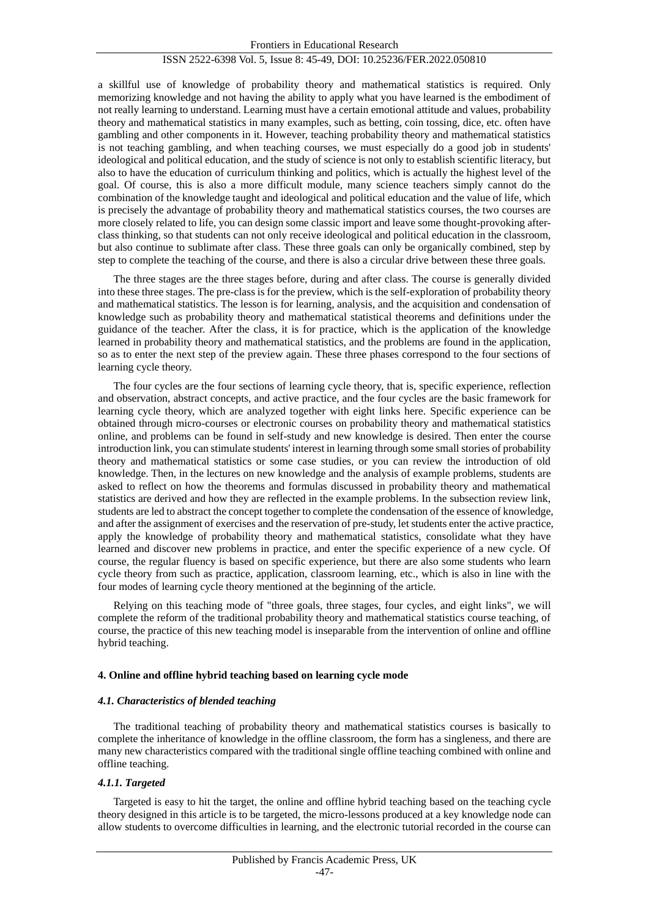a skillful use of knowledge of probability theory and mathematical statistics is required. Only memorizing knowledge and not having the ability to apply what you have learned is the embodiment of not really learning to understand. Learning must have a certain emotional attitude and values, probability theory and mathematical statistics in many examples, such as betting, coin tossing, dice, etc. often have gambling and other components in it. However, teaching probability theory and mathematical statistics is not teaching gambling, and when teaching courses, we must especially do a good job in students' ideological and political education, and the study of science is not only to establish scientific literacy, but also to have the education of curriculum thinking and politics, which is actually the highest level of the goal. Of course, this is also a more difficult module, many science teachers simply cannot do the combination of the knowledge taught and ideological and political education and the value of life, which is precisely the advantage of probability theory and mathematical statistics courses, the two courses are more closely related to life, you can design some classic import and leave some thought-provoking after-class thinking, so that students can not only receive ideological and political education in the classroom, but also continue to sublimate after class. These three goals can only be organically combined, step by step to complete the teaching of the course, and there is also a circular drive between these three goals.

The three stages are the three stages before, during and after class. The course is generally divided into these three stages. The pre-class is for the preview, which is the self-exploration of probability theory and mathematical statistics. The lesson is for learning, analysis, and the acquisition and condensation of knowledge such as probability theory and mathematical statistical theorems and definitions under the guidance of the teacher. After the class, it is for practice, which is the application of the knowledge learned in probability theory and mathematical statistics, and the problems are found in the application, so as to enter the next step of the preview again. These three phases correspond to the four sections of learning cycle theory.

The four cycles are the four sections of learning cycle theory, that is, specific experience, reflection and observation, abstract concepts, and active practice, and the four cycles are the basic framework for learning cycle theory, which are analyzed together with eight links here. Specific experience can be obtained through micro-courses or electronic courses on probability theory and mathematical statistics online, and problems can be found in self-study and new knowledge is desired. Then enter the course introduction link, you can stimulate students' interest in learning through some small stories of probability theory and mathematical statistics or some case studies, or you can review the introduction of old knowledge. Then, in the lectures on new knowledge and the analysis of example problems, students are asked to reflect on how the theorems and formulas discussed in probability theory and mathematical statistics are derived and how they are reflected in the example problems. In the subsection review link, students are led to abstract the concept together to complete the condensation of the essence of knowledge, and after the assignment of exercises and the reservation of pre-study, let students enter the active practice, apply the knowledge of probability theory and mathematical statistics, consolidate what they have learned and discover new problems in practice, and enter the specific experience of a new cycle. Of course, the regular fluency is based on specific experience, but there are also some students who learn cycle theory from such as practice, application, classroom learning, etc., which is also in line with the four modes of learning cycle theory mentioned at the beginning of the article.

Relying on this teaching mode of "three goals, three stages, four cycles, and eight links", we will complete the reform of the traditional probability theory and mathematical statistics course teaching, of course, the practice of this new teaching model is inseparable from the intervention of online and offline hybrid teaching.

## 4. Online and offline hybrid teaching based on learning cycle mode

### *4.1. Characteristics of blended teaching*

The traditional teaching of probability theory and mathematical statistics courses is basically to complete the inheritance of knowledge in the offline classroom, the form has a singleness, and there are many new characteristics compared with the traditional single offline teaching combined with online and offline teaching.

#### *4.1.1. Targeted*

Targeted is easy to hit the target, the online and offline hybrid teaching based on the teaching cycle theory designed in this article is to be targeted, the micro-lessons produced at a key knowledge node can allow students to overcome difficulties in learning, and the electronic tutorial recorded in the course can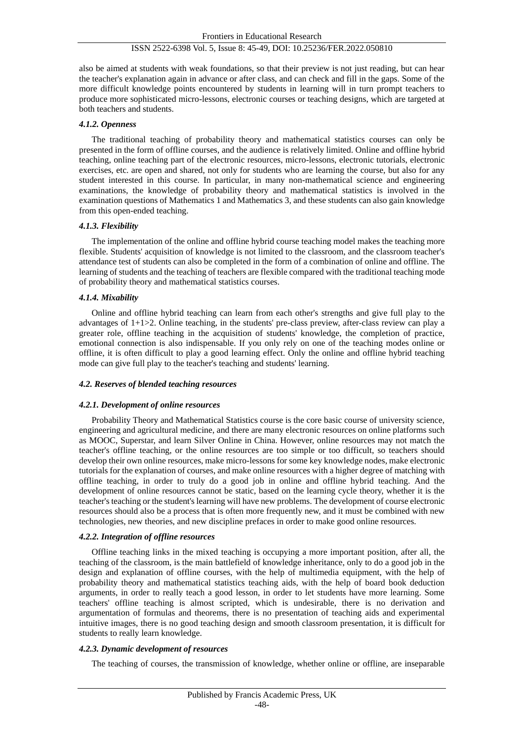also be aimed at students with weak foundations, so that their preview is not just reading, but can hear the teacher's explanation again in advance or after class, and can check and fill in the gaps. Some of the more difficult knowledge points encountered by students in learning will in turn prompt teachers to produce more sophisticated micro-lessons, electronic courses or teaching designs, which are targeted at both teachers and students.

#### *4.1.2. Openness*

The traditional teaching of probability theory and mathematical statistics courses can only be presented in the form of offline courses, and the audience is relatively limited. Online and offline hybrid teaching, online teaching part of the electronic resources, micro-lessons, electronic tutorials, electronic exercises, etc. are open and shared, not only for students who are learning the course, but also for any student interested in this course. In particular, in many non-mathematical science and engineering examinations, the knowledge of probability theory and mathematical statistics is involved in the examination questions of Mathematics 1 and Mathematics 3, and these students can also gain knowledge from this open-ended teaching.

#### *4.1.3. Flexibility*

The implementation of the online and offline hybrid course teaching model makes the teaching more flexible. Students' acquisition of knowledge is not limited to the classroom, and the classroom teacher's attendance test of students can also be completed in the form of a combination of online and offline. The learning of students and the teaching of teachers are flexible compared with the traditional teaching mode of probability theory and mathematical statistics courses.

#### *4.1.4. Mixability*

Online and offline hybrid teaching can learn from each other's strengths and give full play to the advantages of 1+1>2. Online teaching, in the students' pre-class preview, after-class review can play a greater role, offline teaching in the acquisition of students' knowledge, the completion of practice, emotional connection is also indispensable. If you only rely on one of the teaching modes online or offline, it is often difficult to play a good learning effect. Only the online and offline hybrid teaching mode can give full play to the teacher's teaching and students' learning.

### *4.2. Reserves of blended teaching resources*

#### *4.2.1. Development of online resources*

Probability Theory and Mathematical Statistics course is the core basic course of university science, engineering and agricultural medicine, and there are many electronic resources on online platforms such as MOOC, Superstar, and learn Silver Online in China. However, online resources may not match the teacher's offline teaching, or the online resources are too simple or too difficult, so teachers should develop their own online resources, make micro-lessons for some key knowledge nodes, make electronic tutorials for the explanation of courses, and make online resources with a higher degree of matching with offline teaching, in order to truly do a good job in online and offline hybrid teaching. And the development of online resources cannot be static, based on the learning cycle theory, whether it is the teacher's teaching or the student's learning will have new problems. The development of course electronic resources should also be a process that is often more frequently new, and it must be combined with new technologies, new theories, and new discipline prefaces in order to make good online resources.

#### *4.2.2. Integration of offline resources*

Offline teaching links in the mixed teaching is occupying a more important position, after all, the teaching of the classroom, is the main battlefield of knowledge inheritance, only to do a good job in the design and explanation of offline courses, with the help of multimedia equipment, with the help of probability theory and mathematical statistics teaching aids, with the help of board book deduction arguments, in order to really teach a good lesson, in order to let students have more learning. Some teachers' offline teaching is almost scripted, which is undesirable, there is no derivation and argumentation of formulas and theorems, there is no presentation of teaching aids and experimental intuitive images, there is no good teaching design and smooth classroom presentation, it is difficult for students to really learn knowledge.

#### *4.2.3. Dynamic development of resources*

The teaching of courses, the transmission of knowledge, whether online or offline, are inseparable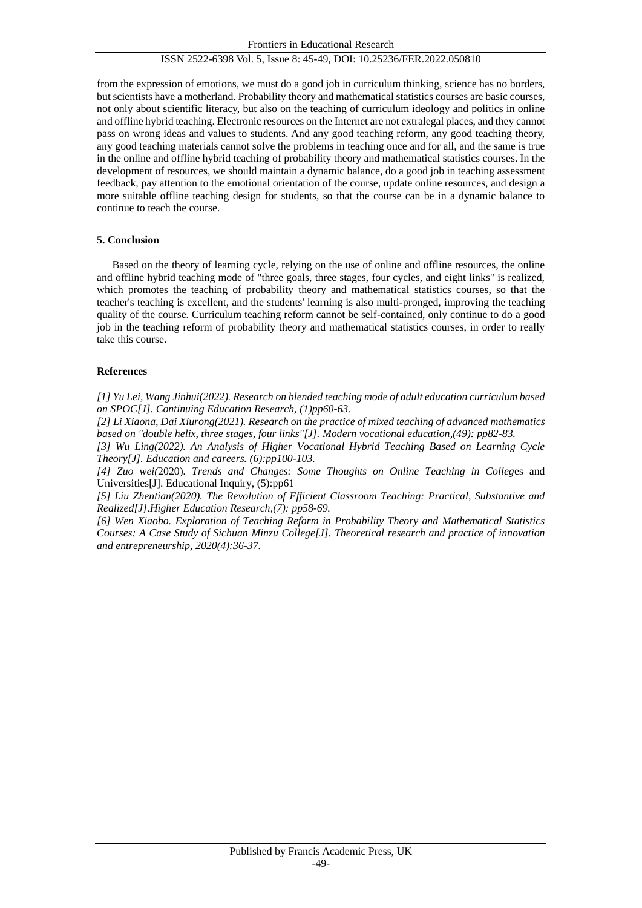from the expression of emotions, we must do a good job in curriculum thinking, science has no borders, but scientists have a motherland. Probability theory and mathematical statistics courses are basic courses, not only about scientific literacy, but also on the teaching of curriculum ideology and politics in online and offline hybrid teaching. Electronic resources on the Internet are not extralegal places, and they cannot pass on wrong ideas and values to students. And any good teaching reform, any good teaching theory, any good teaching materials cannot solve the problems in teaching once and for all, and the same is true in the online and offline hybrid teaching of probability theory and mathematical statistics courses. In the development of resources, we should maintain a dynamic balance, do a good job in teaching assessment feedback, pay attention to the emotional orientation of the course, update online resources, and design a more suitable offline teaching design for students, so that the course can be in a dynamic balance to continue to teach the course.

## 5. Conclusion

Based on the theory of learning cycle, relying on the use of online and offline resources, the online and offline hybrid teaching mode of "three goals, three stages, four cycles, and eight links" is realized, which promotes the teaching of probability theory and mathematical statistics courses, so that the teacher's teaching is excellent, and the students' learning is also multi-pronged, improving the teaching quality of the course. Curriculum teaching reform cannot be self-contained, only continue to do a good job in the teaching reform of probability theory and mathematical statistics courses, in order to really take this course.

## References

*[1] Yu Lei, Wang Jinhui(2022). Research on blended teaching mode of adult education curriculum based on SPOC[J]. Continuing Education Research, (1)pp60-63.*

*[2] Li Xiaona, Dai Xiurong(2021). Research on the practice of mixed teaching of advanced mathematics based on "double helix, three stages, four links"[J]. Modern vocational education,(49): pp82-83.*

*[3] Wu Ling(2022). An Analysis of Higher Vocational Hybrid Teaching Based on Learning Cycle Theory[J]. Education and careers. (6):pp100-103.*

*[4] Zuo wei(*2020). *Trends and Changes: Some Thoughts on Online Teaching in College*s and Universities[J]. Educational Inquiry, (5):pp61

*[5] Liu Zhentian(2020). The Revolution of Efficient Classroom Teaching: Practical, Substantive and Realized[J].Higher Education Research,(7): pp58-69.*

*[6] Wen Xiaobo. Exploration of Teaching Reform in Probability Theory and Mathematical Statistics Courses: A Case Study of Sichuan Minzu College[J]. Theoretical research and practice of innovation and entrepreneurship, 2020(4):36-37.*